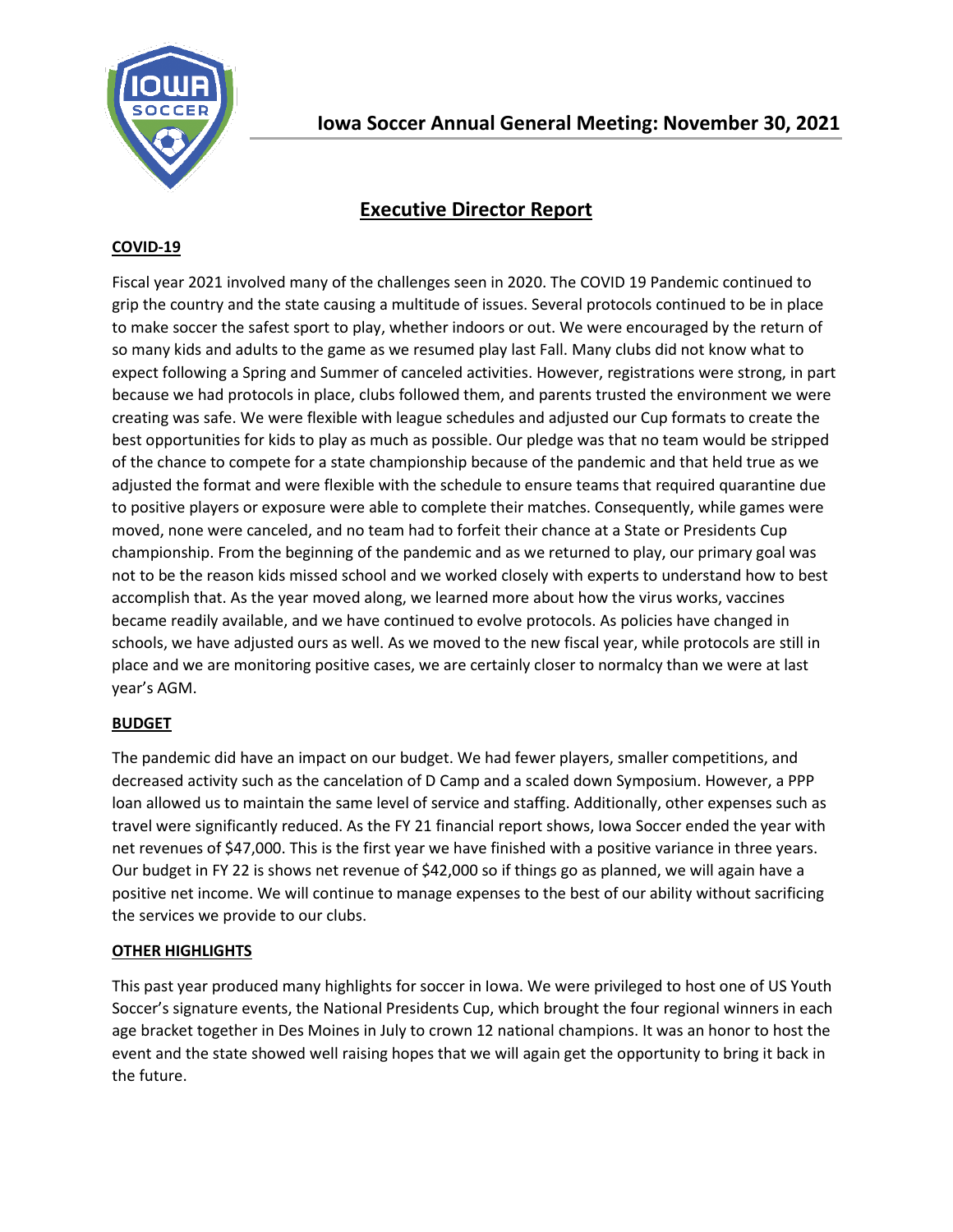# Iowa Soccer Annual General Meeting: November 30, 2021

## Executive Director Report

### COVID-19

Fiscal year 2021 involved many of the challenges seen in 2020. The COVID 19 Pandemic continued to grip the country and the state causing a multitude of issues. Several protocols continued to be in place to make soccer the safest sport to play, whether indoors or out. We were encouraged by the return of so many kids and adults to the game as we resumed play last Fall. Many clubs did not know what to expect following a Spring and Summer of canceled activities. However, registrations were strong, in part because we had protocols in place, clubs followed them, and parents trusted the environment we were creating was safe. We were flexible with league schedules and adjusted our Cup formats to create the best opportunities for kids to play as much as possible. Our pledge was that no team would be stripped of the chance to compete for a state championship because of the pandemic and that held true as we adjusted the format and were flexible with the schedule to ensure teams that required quarantine due to positive players or exposure were able to complete their matches. Consequently, while games were moved, none were canceled, and no team had to forfeit their chance at a State or Presidents Cup championship. From the beginning of the pandemic and as we returned to play, our primary goal was not to be the reason kids missed school and we worked closely with experts to understand how to best accomplish that. As the year moved along, we learned more about how the virus works, vaccines became readily available, and we have continued to evolve protocols. As policies have changed in schools, we have adjusted ours as well. As we moved to the new fiscal year, while protocols are still in place and we are monitoring positive cases, we are certainly closer to normalcy than we were at last year's AGM.

### BUDGET

The pandemic did have an impact on our budget. We had fewer players, smaller competitions, and decreased activity such as the cancelation of D Camp and a scaled down Symposium. However, a PPP loan allowed us to maintain the same level of service and staffing. Additionally, other expenses such as travel were significantly reduced. As the FY 21 financial report shows, Iowa Soccer ended the year with net revenues of $47,000. This is the first year we have finished with a positive variance in three years. Our budget in FY 22 is shows net revenue of $42,000 so if things go as planned, we will again have a positive net income. We will continue to manage expenses to the best of our ability without sacrificing the services we provide to our clubs.

### OTHER HIGHLIGHTS

This past year produced many highlights for soccer in Iowa. We were privileged to host one of US Youth Soccer's signature events, the National Presidents Cup, which brought the four regional winners in each age bracket together in Des Moines in July to crown 12 national champions. It was an honor to host the event and the state showed well raising hopes that we will again get the opportunity to bring it back in the future.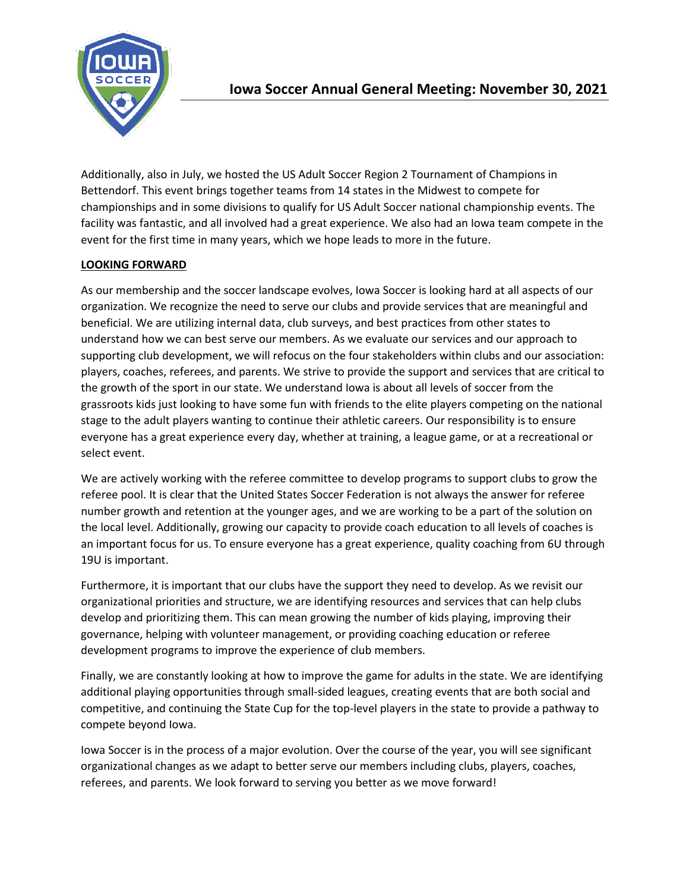Additionally, also in July, we hosted the US Adult Soccer Region 2 Tournament of Champions in Bettendorf. This event brings together teams from 14 states in the Midwest to compete for championships and in some divisions to qualify for US Adult Soccer national championship events. The facility was fantastic, and all involved had a great experience. We also had an Iowa team compete in the event for the first time in many years, which we hope leads to more in the future.

**LOOKING FORWARD**

As our membership and the soccer landscape evolves, Iowa Soccer is looking hard at all aspects of our organization. We recognize the need to serve our clubs and provide services that are meaningful and beneficial. We are utilizing internal data, club surveys, and best practices from other states to understand how we can best serve our members. As we evaluate our services and our approach to supporting club development, we will refocus on the four stakeholders within clubs and our association: players, coaches, referees, and parents. We strive to provide the support and services that are critical to the growth of the sport in our state. We understand Iowa is about all levels of soccer from the grassroots kids just looking to have some fun with friends to the elite players competing on the national stage to the adult players wanting to continue their athletic careers. Our responsibility is to ensure everyone has a great experience every day, whether at training, a league game, or at a recreational or select event.

We are actively working with the referee committee to develop programs to support clubs to grow the referee pool. It is clear that the United States Soccer Federation is not always the answer for referee number growth and retention at the younger ages, and we are working to be a part of the solution on the local level. Additionally, growing our capacity to provide coach education to all levels of coaches is an important focus for us. To ensure everyone has a great experience, quality coaching from 6U through 19U is important.

Furthermore, it is important that our clubs have the support they need to develop. As we revisit our organizational priorities and structure, we are identifying resources and services that can help clubs develop and prioritizing them. This can mean growing the number of kids playing, improving their governance, helping with volunteer management, or providing coaching education or referee development programs to improve the experience of club members.

Finally, we are constantly looking at how to improve the game for adults in the state. We are identifying additional playing opportunities through small-sided leagues, creating events that are both social and competitive, and continuing the State Cup for the top-level players in the state to provide a pathway to compete beyond Iowa.

Iowa Soccer is in the process of a major evolution. Over the course of the year, you will see significant organizational changes as we adapt to better serve our members including clubs, players, coaches, referees, and parents. We look forward to serving you better as we move forward!